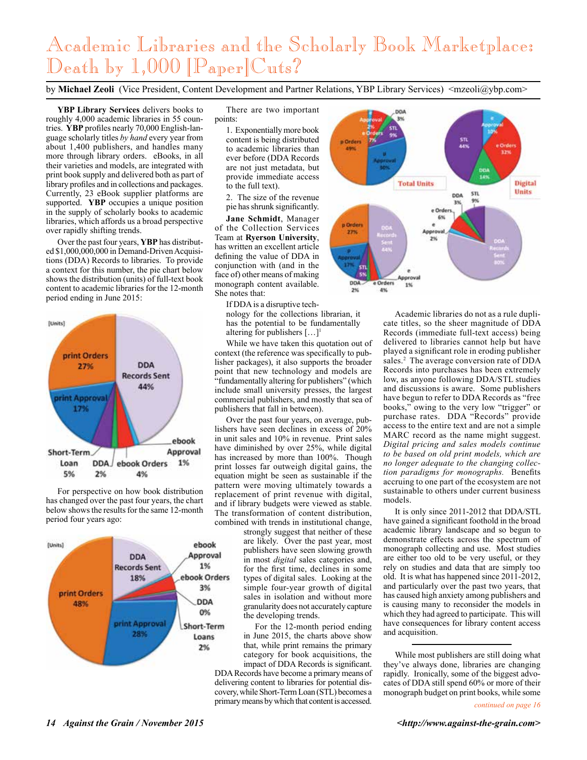# Academic Libraries and the Scholarly Book Marketplace: Death by 1,000 [Paper]Cuts?

by **Michael Zeoli** (Vice President, Content Development and Partner Relations, YBP Library Services) <mzeoli@ybp.com>

**YBP Library Services** delivers books to roughly 4,000 academic libraries in 55 countries. **YBP** profiles nearly 70,000 English-language scholarly titles *by hand* every year from about 1,400 publishers, and handles many more through library orders. eBooks, in all their varieties and models, are integrated with print book supply and delivered both as part of library profiles and in collections and packages. Currently, 23 eBook supplier platforms are supported. **YBP** occupies a unique position in the supply of scholarly books to academic libraries, which affords us a broad perspective over rapidly shifting trends.

Over the past four years, **YBP** has distributed $1,000,000,000 in Demand-Driven Acquisitions (DDA) Records to libraries. To provide a context for this number, the pie chart below shows the distribution (units) of full-text book content to academic libraries for the 12-month period ending in June 2015:

[Units]

| Category | Share |
|---|---|
| print Orders | 27% |
| DDA Records Sent | 44% |
| print Approval | 17% |
| Short-Term Loan | 5% |
| DDA | 2% |
| ebook Orders | 4% |
| ebook Approval | 1% |

For perspective on how book distribution has changed over the past four years, the chart below shows the results for the same 12-month period four years ago:

[Units]

| Category | Share |
|---|---|
| print Orders | 48% |
| DDA Records Sent | 18% |
| print Approval | 28% |
| ebook Approval | 1% |
| ebook Orders | 3% |
| DDA | 0% |
| Short-Term Loans | 2% |

There are two important points:

1. Exponentially more book content is being distributed to academic libraries than ever before (DDA Records are not just metadata, but provide immediate access to the full text).
2. The size of the revenue pie has shrunk significantly.

**Jane Schmidt**, Manager of the Collection Services Team at **Ryerson University**, has written an excellent article defining the value of DDA in conjunction with (and in the face of) other means of making monograph content available. She notes that:

> If DDA is a disruptive technology for the collections librarian, it has the potential to be fundamentally altering for publishers […][1]

While we have taken this quotation out of context (the reference was specifically to publisher packages), it also supports the broader point that new technology and models are "fundamentally altering for publishers" (which include small university presses, the largest commercial publishers, and mostly that sea of publishers that fall in between).

Over the past four years, on average, publishers have seen declines in excess of 20% in unit sales and 10% in revenue. Print sales have diminished by over 25%, while digital has increased by more than 100%. Though print losses far outweigh digital gains, the equation might be seen as sustainable if the pattern were moving ultimately towards a replacement of print revenue with digital, and if library budgets were viewed as stable. The transformation of content distribution, combined with trends in institutional change, strongly suggest that neither of these are likely. Over the past year, most publishers have seen slowing growth in most *digital* sales categories and, for the first time, declines in some types of digital sales. Looking at the simple four-year growth of digital sales in isolation and without more granularity does not accurately capture the developing trends.

For the 12-month period ending in June 2015, the charts above show that, while print remains the primary category for book acquisitions, the impact of DDA Records is significant. DDA Records have become a primary means of delivering content to libraries for potential discovery, while Short-Term Loan (STL) becomes a primary means by which that content is accessed.

Total Units

| Category | Share |
|---|---|
| p Orders | 49% |
| p Approval | 30% |
| e Approval | 2% |
| e Orders | 7% |
| STL | 9% |
| DDA | 3% |

Digital Units

| Category | Share |
|---|---|
| e Approval | 10% |
| e Orders | 32% |
| DDA | 14% |
| STL | 44% |

| Category | Share |
|---|---|
| p Orders | 27% |
| p Approval | 17% |
| STL | 5% |
| DDA | 2% |
| e Orders | 4% |
| e Approval | 1% |
| DDA Records Sent | 44% |

| Category | Share |
|---|---|
| DDA | 3% |
| STL | 9% |
| e Orders | 6% |
| e Approval | 2% |
| DDA Records Sent | 80% |

Academic libraries do not as a rule duplicate titles, so the sheer magnitude of DDA Records (immediate full-text access) being delivered to libraries cannot help but have played a significant role in eroding publisher sales.[2] The average conversion rate of DDA Records into purchases has been extremely low, as anyone following DDA/STL studies and discussions is aware. Some publishers have begun to refer to DDA Records as "free books," owing to the very low "trigger" or purchase rates. DDA "Records" provide access to the entire text and are not a simple MARC record as the name might suggest. *Digital pricing and sales models continue to be based on old print models, which are no longer adequate to the changing collection paradigms for monographs.* Benefits accruing to one part of the ecosystem are not sustainable to others under current business models.

It is only since 2011-2012 that DDA/STL have gained a significant foothold in the broad academic library landscape and so begun to demonstrate effects across the spectrum of monograph collecting and use. Most studies are either too old to be very useful, or they rely on studies and data that are simply too old. It is what has happened since 2011-2012, and particularly over the past two years, that has caused high anxiety among publishers and is causing many to reconsider the models in which they had agreed to participate. This will have consequences for library content access and acquisition.

While most publishers are still doing what they've always done, libraries are changing rapidly. Ironically, some of the biggest advocates of DDA still spend 60% or more of their monograph budget on print books, while some

*continued on page 16*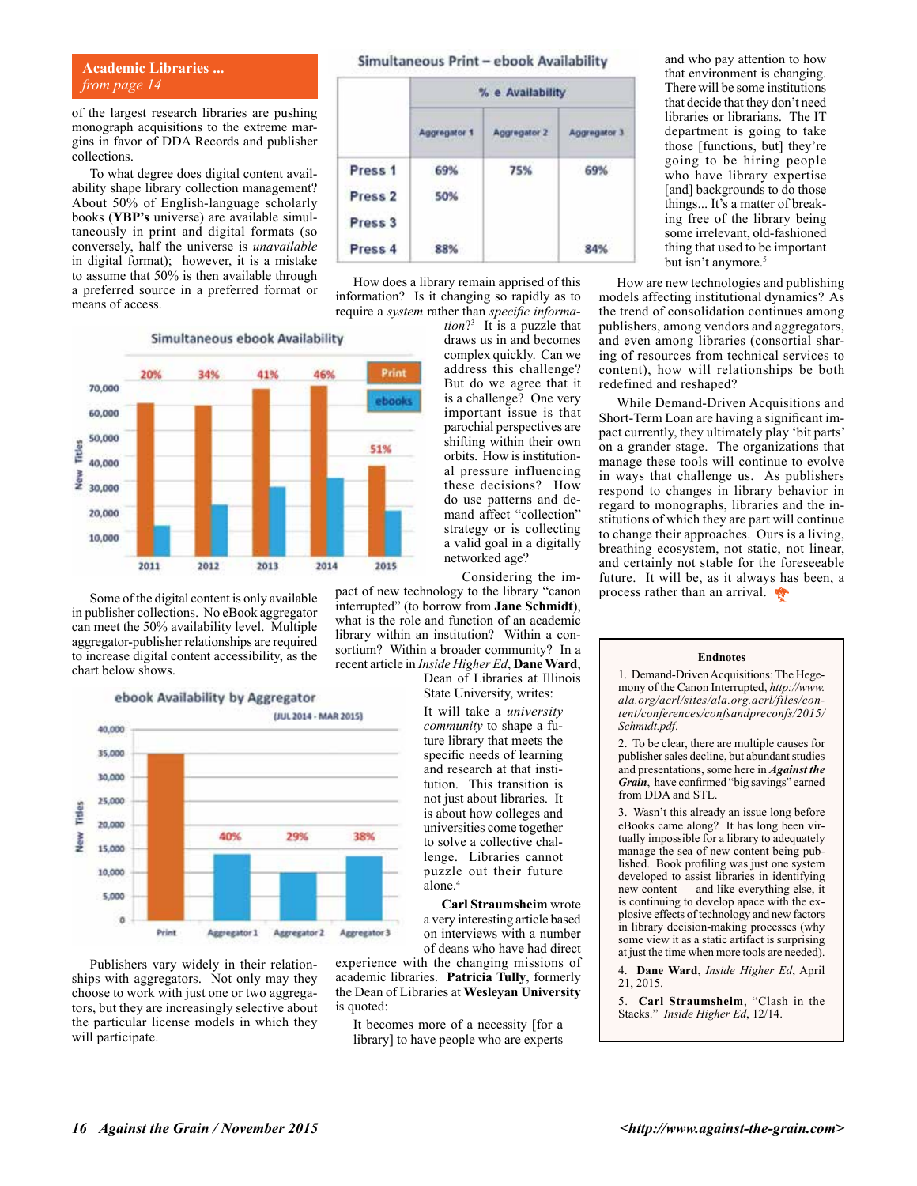**Academic Libraries ...**
*from page 14*

of the largest research libraries are pushing monograph acquisitions to the extreme margins in favor of DDA Records and publisher collections.

To what degree does digital content availability shape library collection management? About 50% of English-language scholarly books (**YBP's** universe) are available simultaneously in print and digital formats (so conversely, half the universe is *unavailable* in digital format); however, it is a mistake to assume that 50% is then available through a preferred source in a preferred format or means of access.

Simultaneous ebook Availability

Print
ebooks
New Titles
70,000
60,000
50,000
40,000
30,000
20,000
10,000
2011 20%
2012 34%
2013 41%
2014 46%
2015 51%

Some of the digital content is only available in publisher collections. No eBook aggregator can meet the 50% availability level. Multiple aggregator-publisher relationships are required to increase digital content accessibility, as the chart below shows.

ebook Availability by Aggregator
(JUL 2014 - MAR 2015)

New Titles
40,000
35,000
30,000
25,000
20,000
15,000
10,000
5,000
0
Print
Aggregator 1 40%
Aggregator 2 29%
Aggregator 3 38%

Publishers vary widely in their relationships with aggregators. Not only may they choose to work with just one or two aggregators, but they are increasingly selective about the particular license models in which they will participate.

Simultaneous Print – ebook Availability

| | % e Availability | | |
|---|---|---|---|
| | Aggregator 1 | Aggregator 2 | Aggregator 3 |
| Press 1 | 69% | 75% | 69% |
| Press 2 | 50% | | |
| Press 3 | | | |
| Press 4 | 88% | | 84% |

How does a library remain apprised of this information? Is it changing so rapidly as to require a *system* rather than *specific information*?[3] It is a puzzle that draws us in and becomes complex quickly. Can we address this challenge? But do we agree that it is a challenge? One very important issue is that parochial perspectives are shifting within their own orbits. How is institutional pressure influencing these decisions? How do use patterns and demand affect "collection" strategy or is collecting a valid goal in a digitally networked age?

Considering the impact of new technology to the library "canon interrupted" (to borrow from **Jane Schmidt**), what is the role and function of an academic library within an institution? Within a consortium? Within a broader community? In a recent article in *Inside Higher Ed*, **Dane Ward**, Dean of Libraries at Illinois State University, writes:

> It will take a *university community* to shape a future library that meets the specific needs of learning and research at that institution. This transition is not just about libraries. It is about how colleges and universities come together to solve a collective challenge. Libraries cannot puzzle out their future alone.[4]

**Carl Straumsheim** wrote a very interesting article based on interviews with a number of deans who have had direct experience with the changing missions of academic libraries. **Patricia Tully**, formerly the Dean of Libraries at **Wesleyan University** is quoted:

> It becomes more of a necessity [for a library] to have people who are experts and who pay attention to how that environment is changing. There will be some institutions that decide that they don't need libraries or librarians. The IT department is going to take those [functions, but] they're going to be hiring people who have library expertise [and] backgrounds to do those things... It's a matter of breaking free of the library being some irrelevant, old-fashioned thing that used to be important but isn't anymore.[5]

How are new technologies and publishing models affecting institutional dynamics? As the trend of consolidation continues among publishers, among vendors and aggregators, and even among libraries (consortial sharing of resources from technical services to content), how will relationships be both redefined and reshaped?

While Demand-Driven Acquisitions and Short-Term Loan are having a significant impact currently, they ultimately play 'bit parts' on a grander stage. The organizations that manage these tools will continue to evolve in ways that challenge us. As publishers respond to changes in library behavior in regard to monographs, libraries and the institutions of which they are part will continue to change their approaches. Ours is a living, breathing ecosystem, not static, not linear, and certainly not stable for the foreseeable future. It will be, as it always has been, a process rather than an arrival.

**Endnotes**

1. Demand-Driven Acquisitions: The Hegemony of the Canon Interrupted, *http://www.ala.org/acrl/sites/ala.org.acrl/files/content/conferences/confsandpreconfs/2015/Schmidt.pdf*.

2. To be clear, there are multiple causes for publisher sales decline, but abundant studies and presentations, some here in ***Against the Grain***, have confirmed "big savings" earned from DDA and STL.

3. Wasn't this already an issue long before eBooks came along? It has long been virtually impossible for a library to adequately manage the sea of new content being published. Book profiling was just one system developed to assist libraries in identifying new content — and like everything else, it is continuing to develop apace with the explosive effects of technology and new factors in library decision-making processes (why some view it as a static artifact is surprising at just the time when more tools are needed).

4. **Dane Ward**, *Inside Higher Ed*, April 21, 2015.

5. **Carl Straumsheim**, "Clash in the Stacks." *Inside Higher Ed*, 12/14.